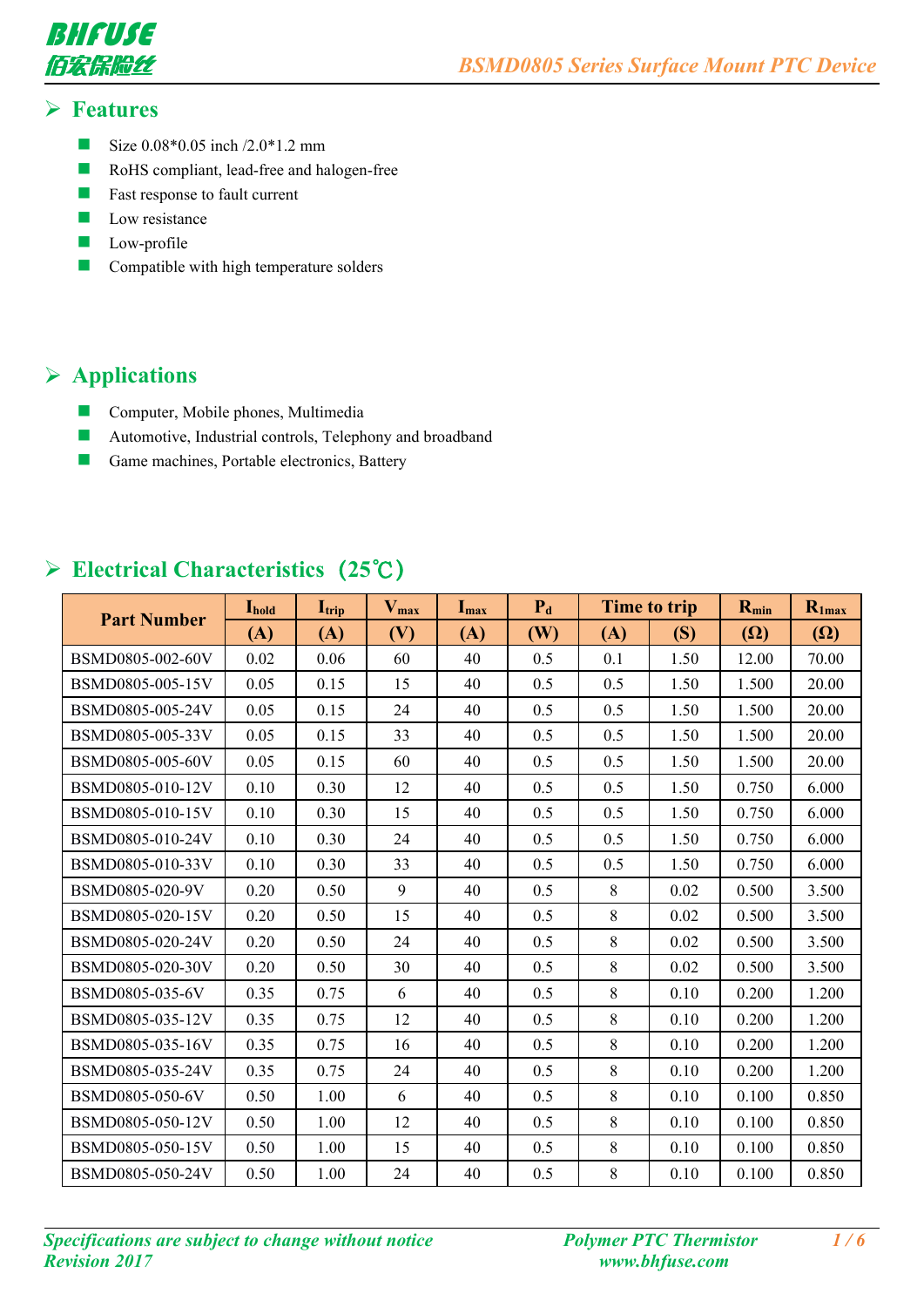## Features

- Size 0.08*0.05 inch /2.0*1.2 mm
- RoHS compliant, lead-free and halogen-free
- Fast response to fault current
- Low resistance
- Low-profile
- Compatible with high temperature solders

## Applications

- Computer, Mobile phones, Multimedia
- Automotive, Industrial controls, Telephony and broadband
- Game machines, Portable electronics, Battery

## Electrical Characteristics（25℃）

| Part Number | $I_{hold}$ | $I_{trip}$ | $V_{max}$ | $I_{max}$ | $P_d$ | Time to trip | | $R_{min}$ | $R_{1max}$ |
|---|---|---|---|---|---|---|---|---|---|
| | (A) | (A) | (V) | (A) | (W) | (A) | (S) | (Ω) | (Ω) |
| BSMD0805-002-60V | 0.02 | 0.06 | 60 | 40 | 0.5 | 0.1 | 1.50 | 12.00 | 70.00 |
| BSMD0805-005-15V | 0.05 | 0.15 | 15 | 40 | 0.5 | 0.5 | 1.50 | 1.500 | 20.00 |
| BSMD0805-005-24V | 0.05 | 0.15 | 24 | 40 | 0.5 | 0.5 | 1.50 | 1.500 | 20.00 |
| BSMD0805-005-33V | 0.05 | 0.15 | 33 | 40 | 0.5 | 0.5 | 1.50 | 1.500 | 20.00 |
| BSMD0805-005-60V | 0.05 | 0.15 | 60 | 40 | 0.5 | 0.5 | 1.50 | 1.500 | 20.00 |
| BSMD0805-010-12V | 0.10 | 0.30 | 12 | 40 | 0.5 | 0.5 | 1.50 | 0.750 | 6.000 |
| BSMD0805-010-15V | 0.10 | 0.30 | 15 | 40 | 0.5 | 0.5 | 1.50 | 0.750 | 6.000 |
| BSMD0805-010-24V | 0.10 | 0.30 | 24 | 40 | 0.5 | 0.5 | 1.50 | 0.750 | 6.000 |
| BSMD0805-010-33V | 0.10 | 0.30 | 33 | 40 | 0.5 | 0.5 | 1.50 | 0.750 | 6.000 |
| BSMD0805-020-9V | 0.20 | 0.50 | 9 | 40 | 0.5 | 8 | 0.02 | 0.500 | 3.500 |
| BSMD0805-020-15V | 0.20 | 0.50 | 15 | 40 | 0.5 | 8 | 0.02 | 0.500 | 3.500 |
| BSMD0805-020-24V | 0.20 | 0.50 | 24 | 40 | 0.5 | 8 | 0.02 | 0.500 | 3.500 |
| BSMD0805-020-30V | 0.20 | 0.50 | 30 | 40 | 0.5 | 8 | 0.02 | 0.500 | 3.500 |
| BSMD0805-035-6V | 0.35 | 0.75 | 6 | 40 | 0.5 | 8 | 0.10 | 0.200 | 1.200 |
| BSMD0805-035-12V | 0.35 | 0.75 | 12 | 40 | 0.5 | 8 | 0.10 | 0.200 | 1.200 |
| BSMD0805-035-16V | 0.35 | 0.75 | 16 | 40 | 0.5 | 8 | 0.10 | 0.200 | 1.200 |
| BSMD0805-035-24V | 0.35 | 0.75 | 24 | 40 | 0.5 | 8 | 0.10 | 0.200 | 1.200 |
| BSMD0805-050-6V | 0.50 | 1.00 | 6 | 40 | 0.5 | 8 | 0.10 | 0.100 | 0.850 |
| BSMD0805-050-12V | 0.50 | 1.00 | 12 | 40 | 0.5 | 8 | 0.10 | 0.100 | 0.850 |
| BSMD0805-050-15V | 0.50 | 1.00 | 15 | 40 | 0.5 | 8 | 0.10 | 0.100 | 0.850 |
| BSMD0805-050-24V | 0.50 | 1.00 | 24 | 40 | 0.5 | 8 | 0.10 | 0.100 | 0.850 |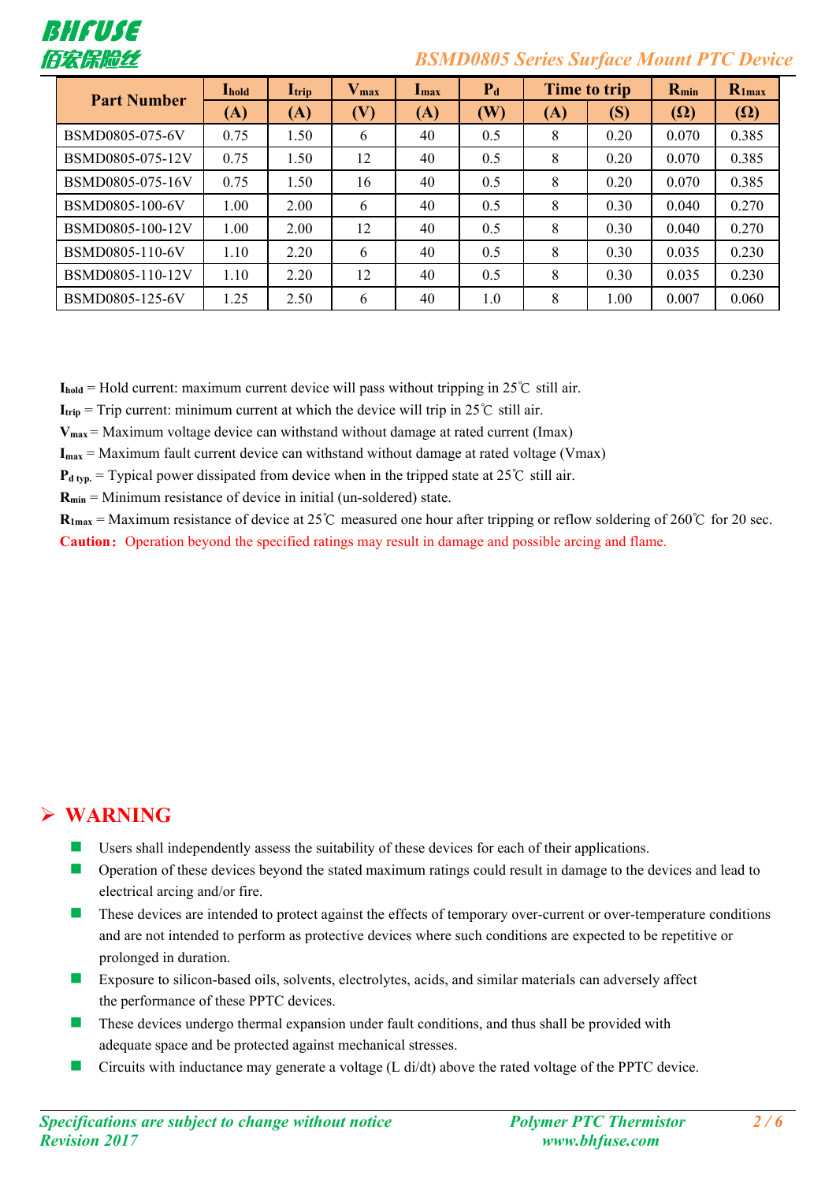| Part Number | $I_{hold}$ | $I_{trip}$ | $V_{max}$ | $I_{max}$ | $P_d$ | Time to trip | | $R_{min}$ | $R_{1max}$ |
|---|---|---|---|---|---|---|---|---|---|
| | (A) | (A) | (V) | (A) | (W) | (A) | (S) | (Ω) | (Ω) |
| BSMD0805-075-6V | 0.75 | 1.50 | 6 | 40 | 0.5 | 8 | 0.20 | 0.070 | 0.385 |
| BSMD0805-075-12V | 0.75 | 1.50 | 12 | 40 | 0.5 | 8 | 0.20 | 0.070 | 0.385 |
| BSMD0805-075-16V | 0.75 | 1.50 | 16 | 40 | 0.5 | 8 | 0.20 | 0.070 | 0.385 |
| BSMD0805-100-6V | 1.00 | 2.00 | 6 | 40 | 0.5 | 8 | 0.30 | 0.040 | 0.270 |
| BSMD0805-100-12V | 1.00 | 2.00 | 12 | 40 | 0.5 | 8 | 0.30 | 0.040 | 0.270 |
| BSMD0805-110-6V | 1.10 | 2.20 | 6 | 40 | 0.5 | 8 | 0.30 | 0.035 | 0.230 |
| BSMD0805-110-12V | 1.10 | 2.20 | 12 | 40 | 0.5 | 8 | 0.30 | 0.035 | 0.230 |
| BSMD0805-125-6V | 1.25 | 2.50 | 6 | 40 | 1.0 | 8 | 1.00 | 0.007 | 0.060 |

**$I_{hold}$** = Hold current: maximum current device will pass without tripping in 25℃ still air.

**$I_{trip}$** = Trip current: minimum current at which the device will trip in 25℃ still air.

**$V_{max}$** = Maximum voltage device can withstand without damage at rated current (Imax)

**$I_{max}$** = Maximum fault current device can withstand without damage at rated voltage (Vmax)

**$P_{d\ typ.}$** = Typical power dissipated from device when in the tripped state at 25℃ still air.

**$R_{min}$** = Minimum resistance of device in initial (un-soldered) state.

**$R_{1max}$** = Maximum resistance of device at 25℃ measured one hour after tripping or reflow soldering of 260℃ for 20 sec.

**Caution:** Operation beyond the specified ratings may result in damage and possible arcing and flame.

## WARNING

- Users shall independently assess the suitability of these devices for each of their applications.
- Operation of these devices beyond the stated maximum ratings could result in damage to the devices and lead to electrical arcing and/or fire.
- These devices are intended to protect against the effects of temporary over-current or over-temperature conditions and are not intended to perform as protective devices where such conditions are expected to be repetitive or prolonged in duration.
- Exposure to silicon-based oils, solvents, electrolytes, acids, and similar materials can adversely affect the performance of these PPTC devices.
- These devices undergo thermal expansion under fault conditions, and thus shall be provided with adequate space and be protected against mechanical stresses.
- Circuits with inductance may generate a voltage (L di/dt) above the rated voltage of the PPTC device.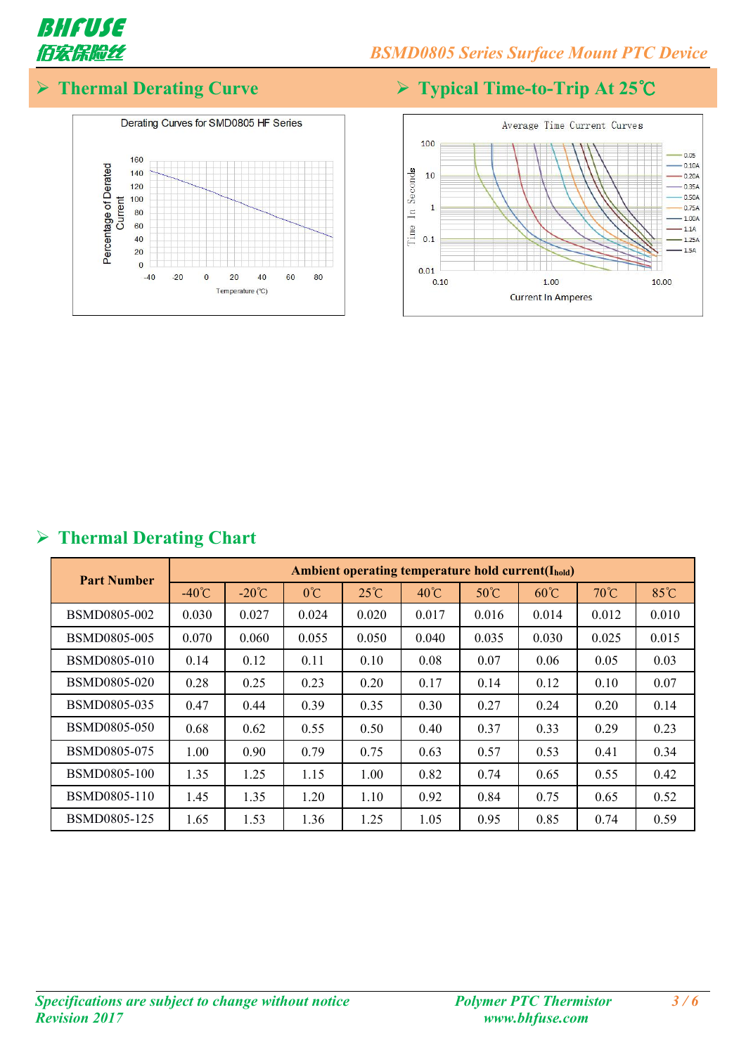## ➢ Thermal Derating Curve

## ➢ Typical Time-to-Trip At 25℃

## ➢ Thermal Derating Chart

| Part Number | Ambient operating temperature hold current($I_{hold}$) | | | | | | | | |
|---|---|---|---|---|---|---|---|---|---|
| | -40℃ | -20℃ | 0℃ | 25℃ | 40℃ | 50℃ | 60℃ | 70℃ | 85℃ |
| BSMD0805-002 | 0.030 | 0.027 | 0.024 | 0.020 | 0.017 | 0.016 | 0.014 | 0.012 | 0.010 |
| BSMD0805-005 | 0.070 | 0.060 | 0.055 | 0.050 | 0.040 | 0.035 | 0.030 | 0.025 | 0.015 |
| BSMD0805-010 | 0.14 | 0.12 | 0.11 | 0.10 | 0.08 | 0.07 | 0.06 | 0.05 | 0.03 |
| BSMD0805-020 | 0.28 | 0.25 | 0.23 | 0.20 | 0.17 | 0.14 | 0.12 | 0.10 | 0.07 |
| BSMD0805-035 | 0.47 | 0.44 | 0.39 | 0.35 | 0.30 | 0.27 | 0.24 | 0.20 | 0.14 |
| BSMD0805-050 | 0.68 | 0.62 | 0.55 | 0.50 | 0.40 | 0.37 | 0.33 | 0.29 | 0.23 |
| BSMD0805-075 | 1.00 | 0.90 | 0.79 | 0.75 | 0.63 | 0.57 | 0.53 | 0.41 | 0.34 |
| BSMD0805-100 | 1.35 | 1.25 | 1.15 | 1.00 | 0.82 | 0.74 | 0.65 | 0.55 | 0.42 |
| BSMD0805-110 | 1.45 | 1.35 | 1.20 | 1.10 | 0.92 | 0.84 | 0.75 | 0.65 | 0.52 |
| BSMD0805-125 | 1.65 | 1.53 | 1.36 | 1.25 | 1.05 | 0.95 | 0.85 | 0.74 | 0.59 |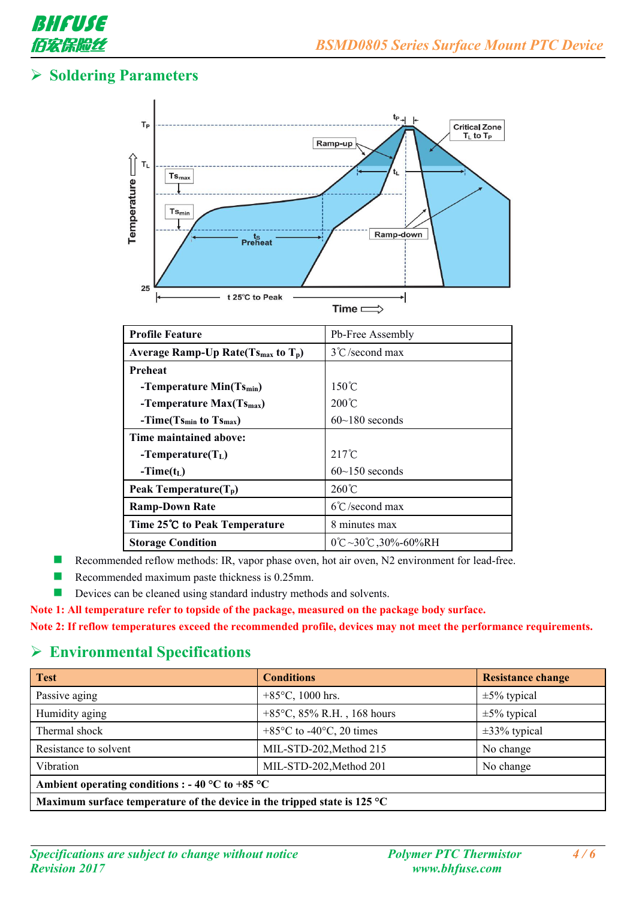## ➢ Soldering Parameters

| Profile Feature | Pb-Free Assembly |
|---|---|
| **Average Ramp-Up Rate($Ts_{max}$ to $T_p$)** | 3℃/second max |
| **Preheat**<br>**-Temperature Min($Ts_{min}$)**<br>**-Temperature Max($Ts_{max}$)**<br>**-Time($Ts_{min}$ to $Ts_{max}$)** | <br>150℃<br>200℃<br>60~180 seconds |
| **Time maintained above:**<br>**-Temperature($T_L$)**<br>**-Time($t_L$)** | <br>217℃<br>60~150 seconds |
| **Peak Temperature($T_p$)** | 260℃ |
| **Ramp-Down Rate** | 6℃/second max |
| **Time 25℃ to Peak Temperature** | 8 minutes max |
| **Storage Condition** | 0℃~30℃,30%-60%RH |

- Recommended reflow methods: IR, vapor phase oven, hot air oven, N2 environment for lead-free.
- Recommended maximum paste thickness is 0.25mm.
- Devices can be cleaned using standard industry methods and solvents.

**Note 1: All temperature refer to topside of the package, measured on the package body surface.**

**Note 2: If reflow temperatures exceed the recommended profile, devices may not meet the performance requirements.**

## ➢ Environmental Specifications

| Test | Conditions | Resistance change |
|---|---|---|
| Passive aging | +85°C, 1000 hrs. | ±5% typical |
| Humidity aging | +85°C, 85% R.H. , 168 hours | ±5% typical |
| Thermal shock | +85°C to -40°C, 20 times | ±33% typical |
| Resistance to solvent | MIL-STD-202,Method 215 | No change |
| Vibration | MIL-STD-202,Method 201 | No change |
| **Ambient operating conditions : - 40 °C to +85 °C** | | |
| **Maximum surface temperature of the device in the tripped state is 125 °C** | | |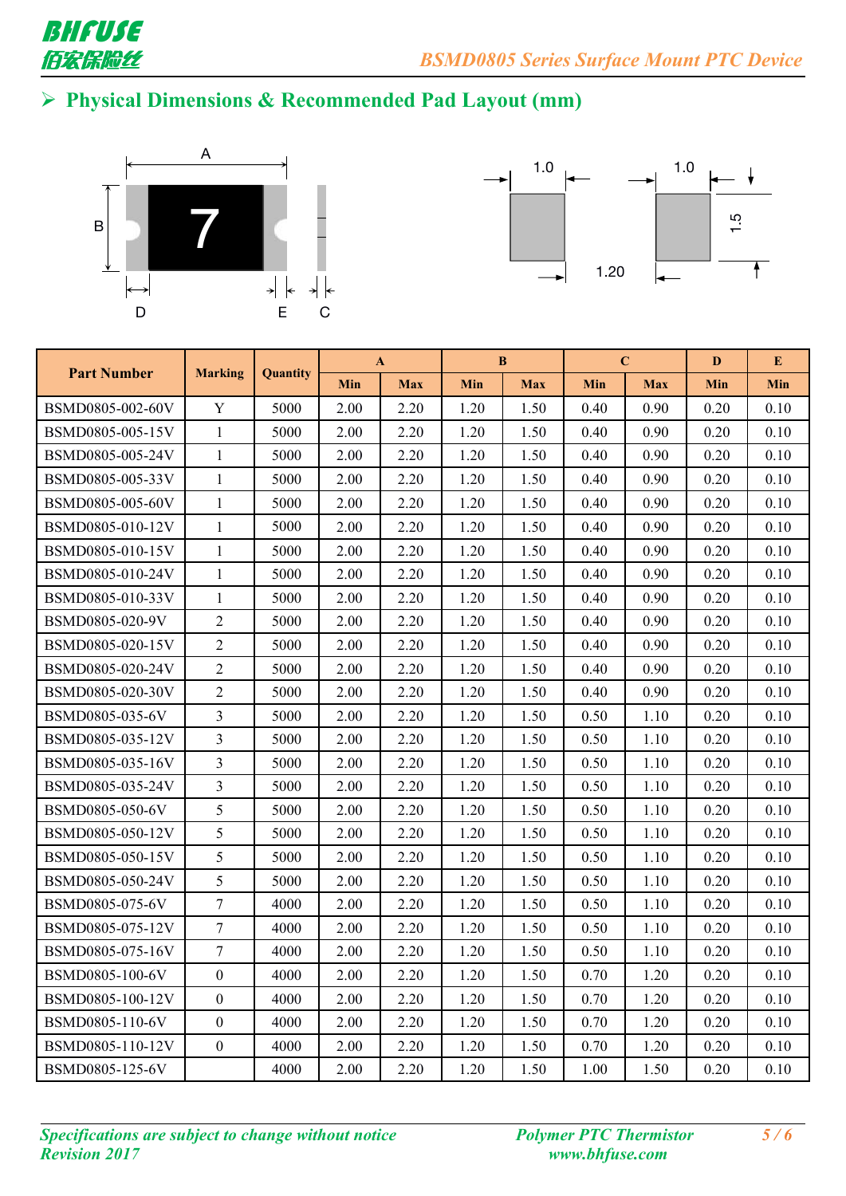## ➢ Physical Dimensions & Recommended Pad Layout (mm)

| Part Number | Marking | Quantity | A | | B | | C | | D | E |
|---|---|---|---|---|---|---|---|---|---|---|
| | | | Min | Max | Min | Max | Min | Max | Min | Min |
| BSMD0805-002-60V | Y | 5000 | 2.00 | 2.20 | 1.20 | 1.50 | 0.40 | 0.90 | 0.20 | 0.10 |
| BSMD0805-005-15V | 1 | 5000 | 2.00 | 2.20 | 1.20 | 1.50 | 0.40 | 0.90 | 0.20 | 0.10 |
| BSMD0805-005-24V | 1 | 5000 | 2.00 | 2.20 | 1.20 | 1.50 | 0.40 | 0.90 | 0.20 | 0.10 |
| BSMD0805-005-33V | 1 | 5000 | 2.00 | 2.20 | 1.20 | 1.50 | 0.40 | 0.90 | 0.20 | 0.10 |
| BSMD0805-005-60V | 1 | 5000 | 2.00 | 2.20 | 1.20 | 1.50 | 0.40 | 0.90 | 0.20 | 0.10 |
| BSMD0805-010-12V | 1 | 5000 | 2.00 | 2.20 | 1.20 | 1.50 | 0.40 | 0.90 | 0.20 | 0.10 |
| BSMD0805-010-15V | 1 | 5000 | 2.00 | 2.20 | 1.20 | 1.50 | 0.40 | 0.90 | 0.20 | 0.10 |
| BSMD0805-010-24V | 1 | 5000 | 2.00 | 2.20 | 1.20 | 1.50 | 0.40 | 0.90 | 0.20 | 0.10 |
| BSMD0805-010-33V | 1 | 5000 | 2.00 | 2.20 | 1.20 | 1.50 | 0.40 | 0.90 | 0.20 | 0.10 |
| BSMD0805-020-9V | 2 | 5000 | 2.00 | 2.20 | 1.20 | 1.50 | 0.40 | 0.90 | 0.20 | 0.10 |
| BSMD0805-020-15V | 2 | 5000 | 2.00 | 2.20 | 1.20 | 1.50 | 0.40 | 0.90 | 0.20 | 0.10 |
| BSMD0805-020-24V | 2 | 5000 | 2.00 | 2.20 | 1.20 | 1.50 | 0.40 | 0.90 | 0.20 | 0.10 |
| BSMD0805-020-30V | 2 | 5000 | 2.00 | 2.20 | 1.20 | 1.50 | 0.40 | 0.90 | 0.20 | 0.10 |
| BSMD0805-035-6V | 3 | 5000 | 2.00 | 2.20 | 1.20 | 1.50 | 0.50 | 1.10 | 0.20 | 0.10 |
| BSMD0805-035-12V | 3 | 5000 | 2.00 | 2.20 | 1.20 | 1.50 | 0.50 | 1.10 | 0.20 | 0.10 |
| BSMD0805-035-16V | 3 | 5000 | 2.00 | 2.20 | 1.20 | 1.50 | 0.50 | 1.10 | 0.20 | 0.10 |
| BSMD0805-035-24V | 3 | 5000 | 2.00 | 2.20 | 1.20 | 1.50 | 0.50 | 1.10 | 0.20 | 0.10 |
| BSMD0805-050-6V | 5 | 5000 | 2.00 | 2.20 | 1.20 | 1.50 | 0.50 | 1.10 | 0.20 | 0.10 |
| BSMD0805-050-12V | 5 | 5000 | 2.00 | 2.20 | 1.20 | 1.50 | 0.50 | 1.10 | 0.20 | 0.10 |
| BSMD0805-050-15V | 5 | 5000 | 2.00 | 2.20 | 1.20 | 1.50 | 0.50 | 1.10 | 0.20 | 0.10 |
| BSMD0805-050-24V | 5 | 5000 | 2.00 | 2.20 | 1.20 | 1.50 | 0.50 | 1.10 | 0.20 | 0.10 |
| BSMD0805-075-6V | 7 | 4000 | 2.00 | 2.20 | 1.20 | 1.50 | 0.50 | 1.10 | 0.20 | 0.10 |
| BSMD0805-075-12V | 7 | 4000 | 2.00 | 2.20 | 1.20 | 1.50 | 0.50 | 1.10 | 0.20 | 0.10 |
| BSMD0805-075-16V | 7 | 4000 | 2.00 | 2.20 | 1.20 | 1.50 | 0.50 | 1.10 | 0.20 | 0.10 |
| BSMD0805-100-6V | 0 | 4000 | 2.00 | 2.20 | 1.20 | 1.50 | 0.70 | 1.20 | 0.20 | 0.10 |
| BSMD0805-100-12V | 0 | 4000 | 2.00 | 2.20 | 1.20 | 1.50 | 0.70 | 1.20 | 0.20 | 0.10 |
| BSMD0805-110-6V | 0 | 4000 | 2.00 | 2.20 | 1.20 | 1.50 | 0.70 | 1.20 | 0.20 | 0.10 |
| BSMD0805-110-12V | 0 | 4000 | 2.00 | 2.20 | 1.20 | 1.50 | 0.70 | 1.20 | 0.20 | 0.10 |
| BSMD0805-125-6V | | 4000 | 2.00 | 2.20 | 1.20 | 1.50 | 1.00 | 1.50 | 0.20 | 0.10 |

*Specifications are subject to change without notice*
*Revision 2017*

*Polymer PTC Thermistor*
*www.bhfuse.com*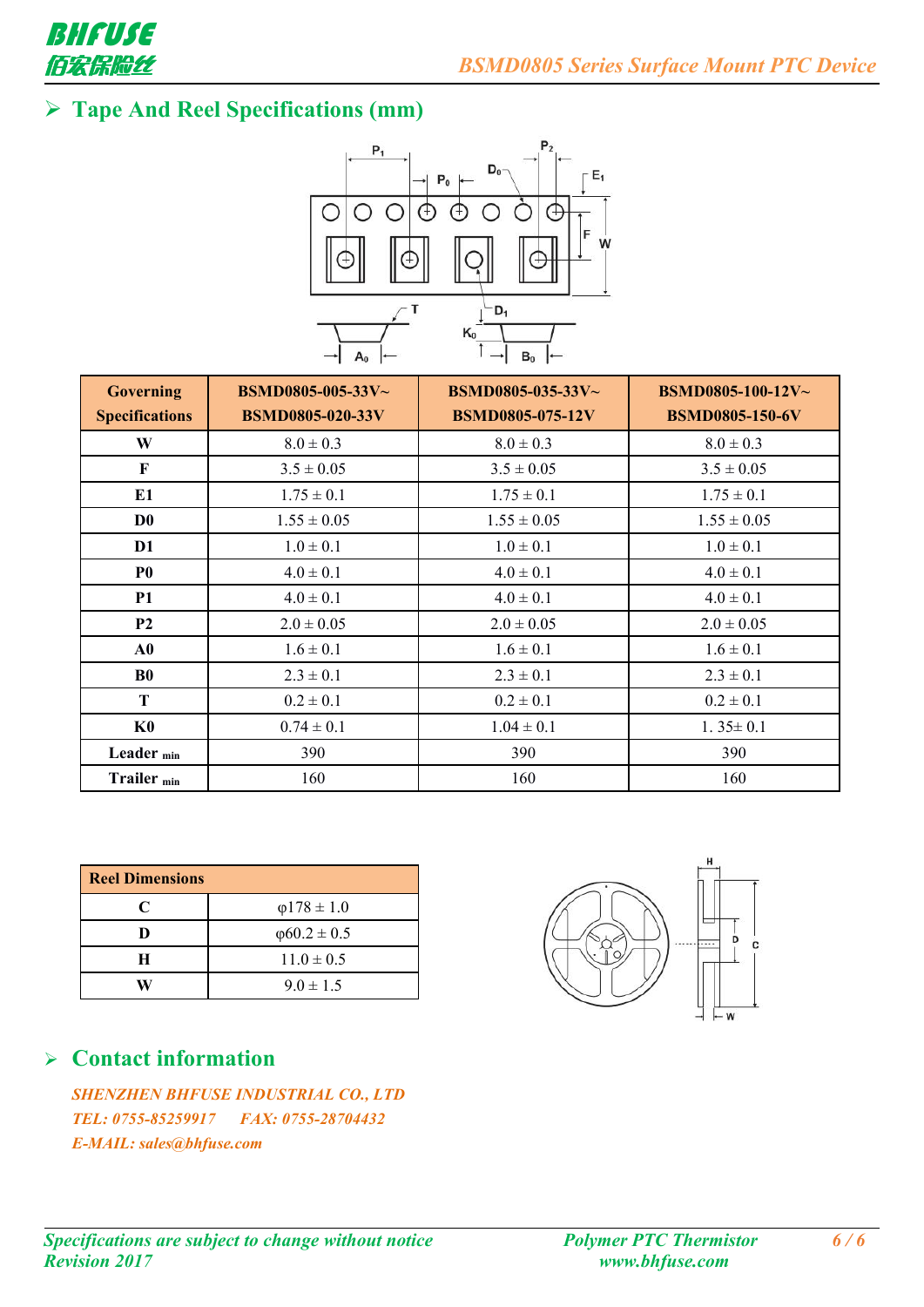## ➢ Tape And Reel Specifications (mm)

| Governing Specifications | BSMD0805-005-33V~ BSMD0805-020-33V | BSMD0805-035-33V~ BSMD0805-075-12V | BSMD0805-100-12V~ BSMD0805-150-6V |
|---|---|---|---|
| W | 8.0 ± 0.3 | 8.0 ± 0.3 | 8.0 ± 0.3 |
| F | 3.5 ± 0.05 | 3.5 ± 0.05 | 3.5 ± 0.05 |
| E1 | 1.75 ± 0.1 | 1.75 ± 0.1 | 1.75 ± 0.1 |
| D0 | 1.55 ± 0.05 | 1.55 ± 0.05 | 1.55 ± 0.05 |
| D1 | 1.0 ± 0.1 | 1.0 ± 0.1 | 1.0 ± 0.1 |
| P0 | 4.0 ± 0.1 | 4.0 ± 0.1 | 4.0 ± 0.1 |
| P1 | 4.0 ± 0.1 | 4.0 ± 0.1 | 4.0 ± 0.1 |
| P2 | 2.0 ± 0.05 | 2.0 ± 0.05 | 2.0 ± 0.05 |
| A0 | 1.6 ± 0.1 | 1.6 ± 0.1 | 1.6 ± 0.1 |
| B0 | 2.3 ± 0.1 | 2.3 ± 0.1 | 2.3 ± 0.1 |
| T | 0.2 ± 0.1 | 0.2 ± 0.1 | 0.2 ± 0.1 |
| K0 | 0.74 ± 0.1 | 1.04 ± 0.1 | 1. 35± 0.1 |
| $Leader_{min}$ | 390 | 390 | 390 |
| $Trailer_{min}$ | 160 | 160 | 160 |

| Reel Dimensions | |
|---|---|
| C | φ178 ± 1.0 |
| D | φ60.2 ± 0.5 |
| H | 11.0 ± 0.5 |
| W | 9.0 ± 1.5 |

## ➢ Contact information

*SHENZHEN BHFUSE INDUSTRIAL CO., LTD*
*TEL: 0755-85259917 FAX: 0755-28704432*
*E-MAIL: sales@bhfuse.com*